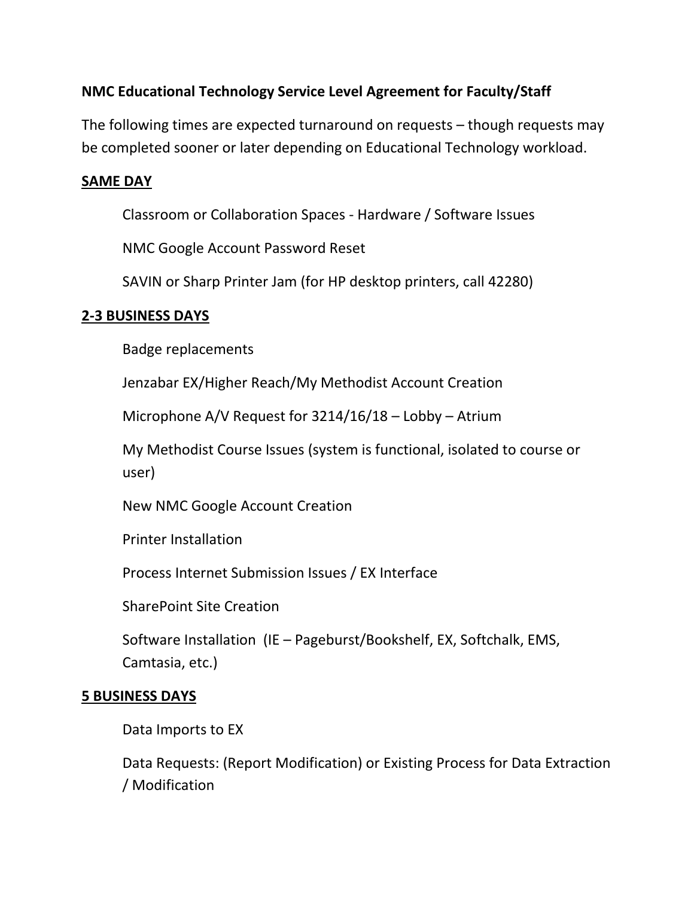**NMC Educational Technology Service Level Agreement for Faculty/Staff**

The following times are expected turnaround on requests – though requests may be completed sooner or later depending on Educational Technology workload.

**<u>SAME DAY</u>**

Classroom or Collaboration Spaces - Hardware / Software Issues

NMC Google Account Password Reset

SAVIN or Sharp Printer Jam (for HP desktop printers, call 42280)

**<u>2-3 BUSINESS DAYS</u>**

Badge replacements

Jenzabar EX/Higher Reach/My Methodist Account Creation

Microphone A/V Request for 3214/16/18 – Lobby – Atrium

My Methodist Course Issues (system is functional, isolated to course or user)

New NMC Google Account Creation

Printer Installation

Process Internet Submission Issues / EX Interface

SharePoint Site Creation

Software Installation (IE – Pageburst/Bookshelf, EX, Softchalk, EMS, Camtasia, etc.)

**<u>5 BUSINESS DAYS</u>**

Data Imports to EX

Data Requests: (Report Modification) or Existing Process for Data Extraction / Modification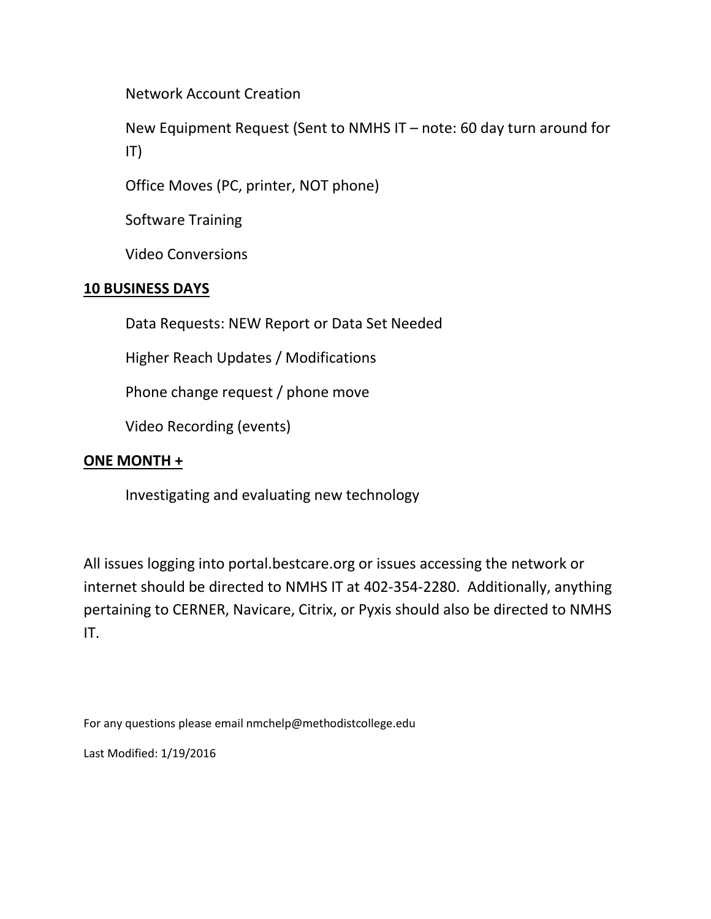- Network Account Creation
- New Equipment Request (Sent to NMHS IT – note: 60 day turn around for IT)
- Office Moves (PC, printer, NOT phone)
- Software Training
- Video Conversions

**10 BUSINESS DAYS**

- Data Requests: NEW Report or Data Set Needed
- Higher Reach Updates / Modifications
- Phone change request / phone move
- Video Recording (events)

**ONE MONTH +**

- Investigating and evaluating new technology

All issues logging into portal.bestcare.org or issues accessing the network or internet should be directed to NMHS IT at 402-354-2280. Additionally, anything pertaining to CERNER, Navicare, Citrix, or Pyxis should also be directed to NMHS IT.

For any questions please email nmchelp@methodistcollege.edu

Last Modified: 1/19/2016